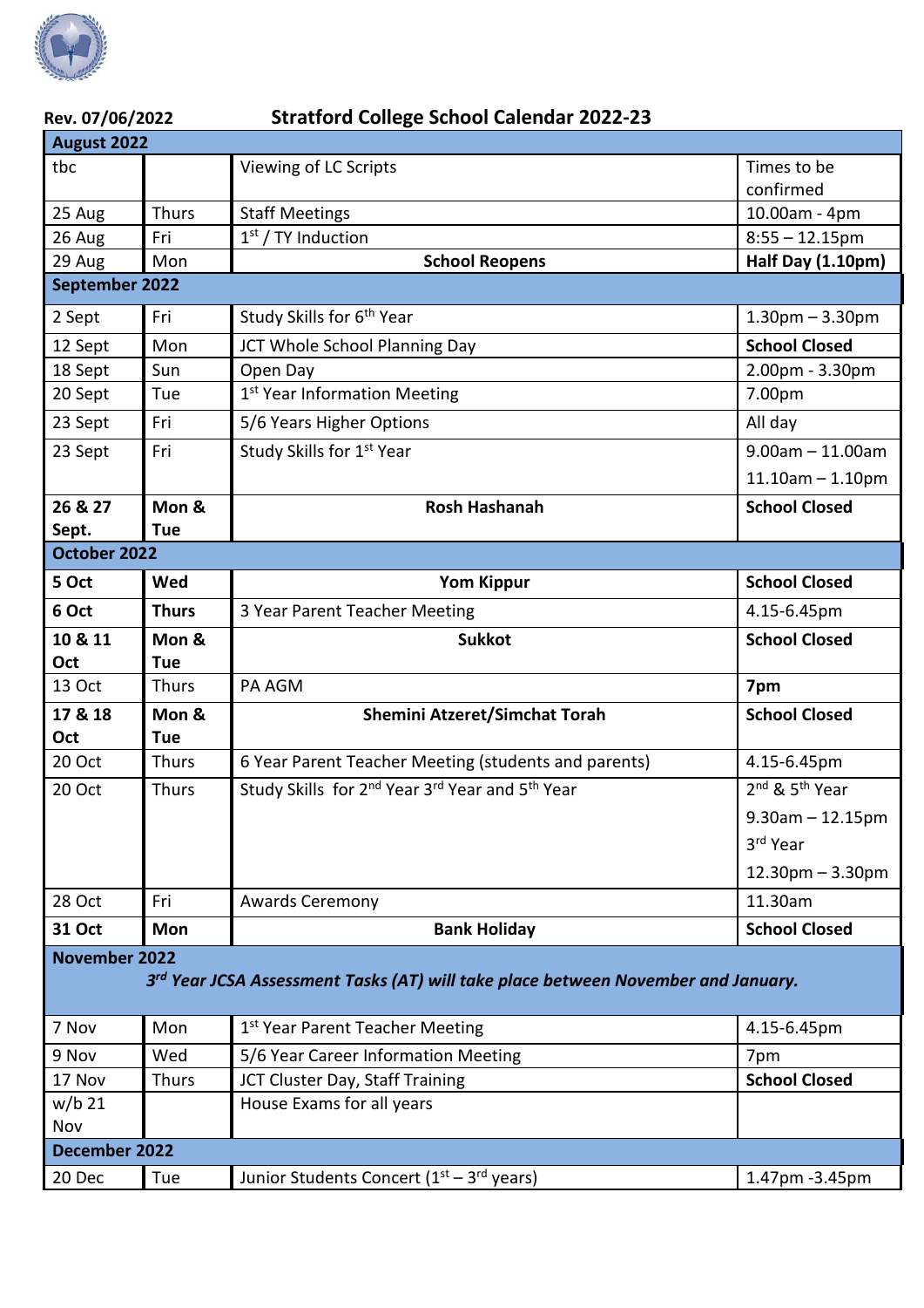Rev. 07/06/2022

# Stratford College School Calendar 2022-23

| **August 2022** | | | |
|---|---|---|---|
| tbc | | Viewing of LC Scripts | Times to be confirmed |
| 25 Aug | Thurs | Staff Meetings | 10.00am - 4pm |
| 26 Aug | Fri | 1st / TY Induction | 8:55 – 12.15pm |
| 29 Aug | Mon | **School Reopens** | **Half Day (1.10pm)** |
| **September 2022** | | | |
| 2 Sept | Fri | Study Skills for 6th Year | 1.30pm – 3.30pm |
| 12 Sept | Mon | JCT Whole School Planning Day | **School Closed** |
| 18 Sept | Sun | Open Day | 2.00pm - 3.30pm |
| 20 Sept | Tue | 1st Year Information Meeting | 7.00pm |
| 23 Sept | Fri | 5/6 Years Higher Options | All day |
| 23 Sept | Fri | Study Skills for 1st Year | 9.00am – 11.00am<br>11.10am – 1.10pm |
| **26 & 27 Sept.** | **Mon & Tue** | **Rosh Hashanah** | **School Closed** |
| **October 2022** | | | |
| **5 Oct** | **Wed** | **Yom Kippur** | **School Closed** |
| **6 Oct** | **Thurs** | 3 Year Parent Teacher Meeting | 4.15-6.45pm |
| **10 & 11 Oct** | **Mon & Tue** | **Sukkot** | **School Closed** |
| 13 Oct | Thurs | PA AGM | **7pm** |
| **17 & 18 Oct** | **Mon & Tue** | **Shemini Atzeret/Simchat Torah** | **School Closed** |
| 20 Oct | Thurs | 6 Year Parent Teacher Meeting (students and parents) | 4.15-6.45pm |
| 20 Oct | Thurs | Study Skills for 2nd Year 3rd Year and 5th Year | 2nd & 5th Year<br>9.30am – 12.15pm<br>3rd Year<br>12.30pm – 3.30pm |
| 28 Oct | Fri | Awards Ceremony | 11.30am |
| **31 Oct** | **Mon** | **Bank Holiday** | **School Closed** |
| **November 2022**<br>***3rd Year JCSA Assessment Tasks (AT) will take place between November and January.*** | | | |
| 7 Nov | Mon | 1st Year Parent Teacher Meeting | 4.15-6.45pm |
| 9 Nov | Wed | 5/6 Year Career Information Meeting | 7pm |
| 17 Nov | Thurs | JCT Cluster Day, Staff Training | **School Closed** |
| w/b 21 Nov | | House Exams for all years | |
| **December 2022** | | | |
| 20 Dec | Tue | Junior Students Concert (1st – 3rd years) | 1.47pm -3.45pm |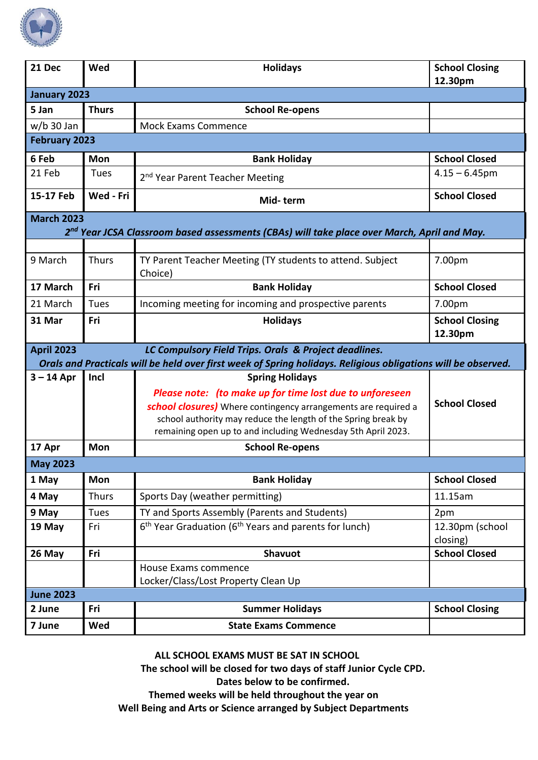| | | | |
|---|---|---|---|
| **21 Dec** | **Wed** | **Holidays** | **School Closing 12.30pm** |
| **January 2023** | | | |
| **5 Jan** | **Thurs** | **School Re-opens** | |
| w/b 30 Jan | | Mock Exams Commence | |
| **February 2023** | | | |
| **6 Feb** | **Mon** | **Bank Holiday** | **School Closed** |
| 21 Feb | Tues | 2nd Year Parent Teacher Meeting | 4.15 – 6.45pm |
| **15-17 Feb** | **Wed - Fri** | **Mid- term** | **School Closed** |
| **March 2023** *2nd Year JCSA Classroom based assessments (CBAs) will take place over March, April and May.* | | | |
| | | | |
| 9 March | Thurs | TY Parent Teacher Meeting (TY students to attend. Subject Choice) | 7.00pm |
| **17 March** | **Fri** | **Bank Holiday** | **School Closed** |
| 21 March | Tues | Incoming meeting for incoming and prospective parents | 7.00pm |
| **31 Mar** | **Fri** | **Holidays** | **School Closing 12.30pm** |
| **April 2023** ***LC Compulsory Field Trips. Orals & Project deadlines.*** ***Orals and Practicals will be held over first week of Spring holidays. Religious obligations will be observed.*** | | | |
| **3 – 14 Apr** | **Incl** | **Spring Holidays** ***Please note: (to make up for time lost due to unforeseen school closures)*** Where contingency arrangements are required a school authority may reduce the length of the Spring break by remaining open up to and including Wednesday 5th April 2023. | **School Closed** |
| **17 Apr** | **Mon** | **School Re-opens** | |
| **May 2023** | | | |
| **1 May** | **Mon** | **Bank Holiday** | **School Closed** |
| **4 May** | Thurs | Sports Day (weather permitting) | 11.15am |
| **9 May** | Tues | TY and Sports Assembly (Parents and Students) | 2pm |
| **19 May** | Fri | 6th Year Graduation (6th Years and parents for lunch) | 12.30pm (school closing) |
| **26 May** | **Fri** | **Shavuot** | **School Closed** |
| | | House Exams commence Locker/Class/Lost Property Clean Up | |
| **June 2023** | | | |
| **2 June** | **Fri** | **Summer Holidays** | **School Closing** |
| **7 June** | **Wed** | **State Exams Commence** | |

**ALL SCHOOL EXAMS MUST BE SAT IN SCHOOL**
**The school will be closed for two days of staff Junior Cycle CPD.**
**Dates below to be confirmed.**
**Themed weeks will be held throughout the year on**
**Well Being and Arts or Science arranged by Subject Departments**